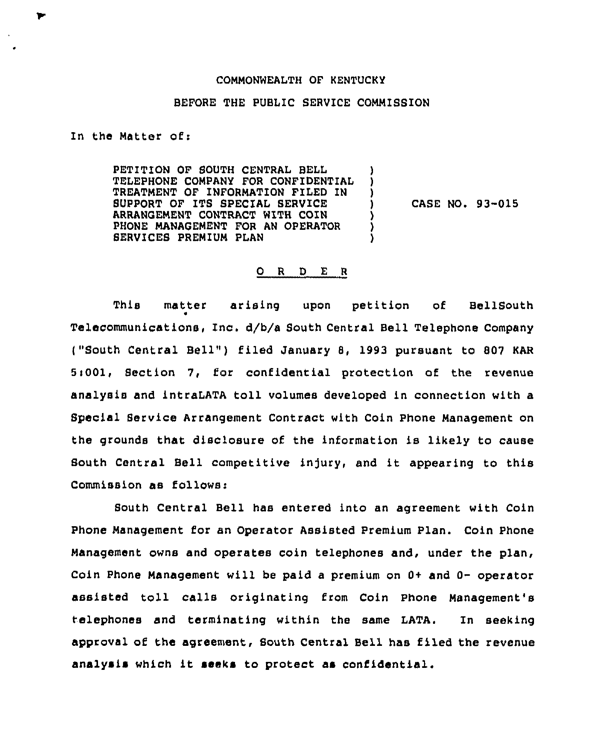COMMONWEALTH OF KENTUCKY

BEFORE THE PUBLIC SERVICE COMMISSION

In the Matter of:

| | | |
|---|---|---|
| PETITION OF SOUTH CENTRAL BELL TELEPHONE COMPANY FOR CONFIDENTIAL TREATMENT OF INFORMATION FILED IN SUPPORT OF ITS SPECIAL SERVICE ARRANGEMENT CONTRACT WITH COIN PHONE MANAGEMENT FOR AN OPERATOR SERVICES PREMIUM PLAN | ) ) ) ) ) ) ) | CASE NO. 93-015 |

## O R D E R

This matter arising upon petition of BellSouth Telecommunications, Inc. d/b/a South Central Bell Telephone Company ("South Central Bell") filed January 8, 1993 pursuant to 807 KAR 5:001, Section 7, for confidential protection of the revenue analysis and intraLATA toll volumes developed in connection with a Special Service Arrangement Contract with Coin Phone Management on the grounds that disclosure of the information is likely to cause South Central Bell competitive injury, and it appearing to this Commission as follows:

South Central Bell has entered into an agreement with Coin Phone Management for an Operator Assisted Premium Plan. Coin Phone Management owns and operates coin telephones and, under the plan, Coin Phone Management will be paid a premium on 0+ and 0- operator assisted toll calls originating from Coin Phone Management's telephones and terminating within the same LATA. In seeking approval of the agreement, South Central Bell has filed the revenue analysis which it seeks to protect as confidential.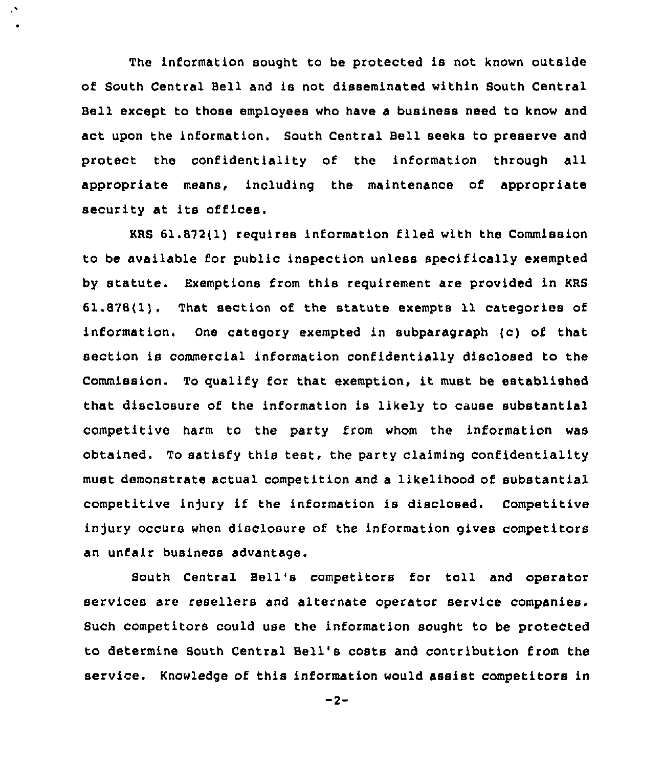The information sought to be protected is not known outside of South Central Bell and is not disseminated within South Central Bell except to those employees who have a business need to know and act upon the information. South Central Bell seeks to preserve and protect the confidentiality of the information through all appropriate means, including the maintenance of appropriate security at its offices.

KRS 61.872(1) requires information filed with the Commission to be available for public inspection unless specifically exempted by statute. Exemptions from this requirement are provided in KRS 61.878(1). That section of the statute exempts 11 categories of information. One category exempted in subparagraph (c) of that section is commercial information confidentially disclosed to the Commission. To qualify for that exemption, it must be established that disclosure of the information is likely to cause substantial competitive harm to the party from whom the information was obtained. To satisfy this test, the party claiming confidentiality must demonstrate actual competition and a likelihood of substantial competitive injury if the information is disclosed. Competitive injury occurs when disclosure of the information gives competitors an unfair business advantage.

South Central Bell's competitors for toll and operator services are resellers and alternate operator service companies. Such competitors could use the information sought to be protected to determine South Central Bell's costs and contribution from the service. Knowledge of this information would assist competitors in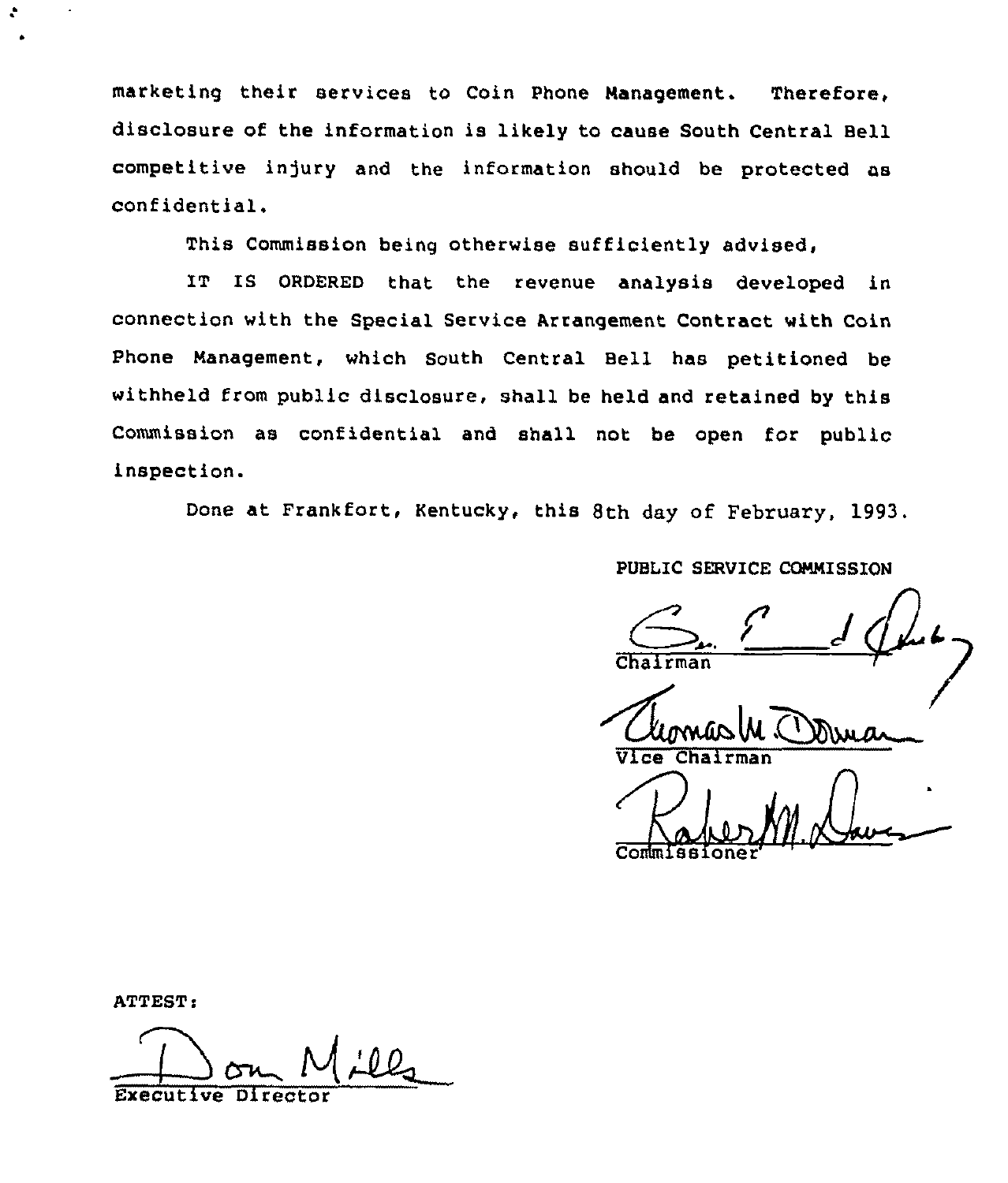marketing their services to Coin Phone Management. Therefore, disclosure of the information is likely to cause South Central Bell competitive injury and the information should be protected as confidential.

This Commission being otherwise sufficiently advised,

IT IS ORDERED that the revenue analysis developed in connection with the Special Service Arrangement Contract with Coin Phone Management, which South Central Bell has petitioned be withheld from public disclosure, shall be held and retained by this Commission as confidential and shall not be open for public inspection.

Done at Frankfort, Kentucky, this 8th day of February, 1993.

PUBLIC SERVICE COMMISSION

Chairman

Vice Chairman

Commissioner

ATTEST:

Executive Director